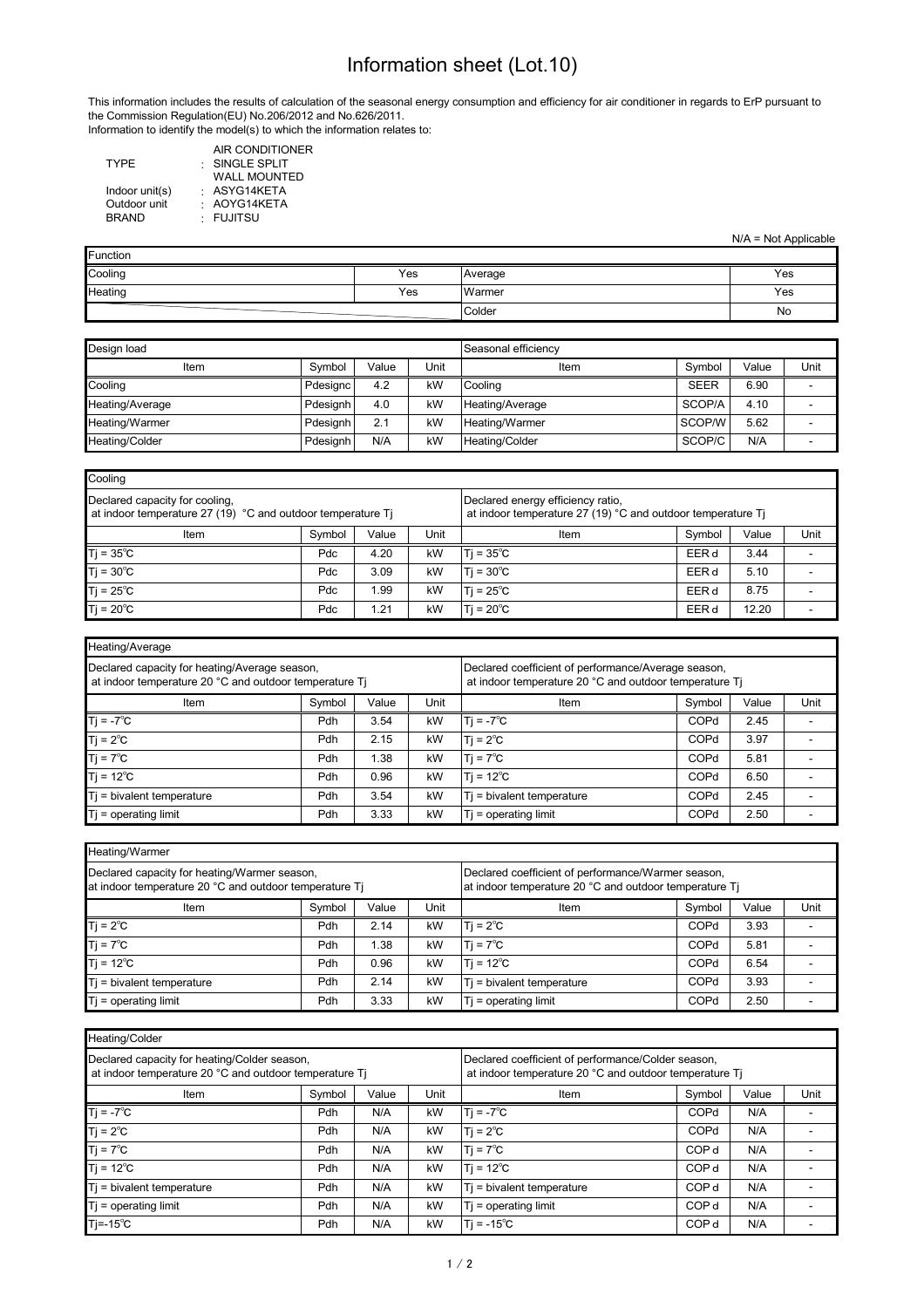# Information sheet (Lot.10)

This information includes the results of calculation of the seasonal energy consumption and efficiency for air conditioner in regards to ErP pursuant to the Commission Regulation(EU) No.206/2012 and No.626/2011.
Information to identify the model(s) to which the information relates to:

| | | |
|---|---|---|
| TYPE | : | AIR CONDITIONER SINGLE SPLIT WALL MOUNTED |
| Indoor unit(s) | : | ASYG14KETA |
| Outdoor unit | : | AOYG14KETA |
| BRAND | : | FUJITSU |

N/A = Not Applicable

| Function | | | |
|---|---|---|---|
| Cooling | Yes | Average | Yes |
| Heating | Yes | Warmer | Yes |
| | | Colder | No |

| Design load | | | | Seasonal efficiency | | | |
|---|---|---|---|---|---|---|---|
| Item | Symbol | Value | Unit | Item | Symbol | Value | Unit |
| Cooling | Pdesignc | 4.2 | kW | Cooling | SEER | 6.90 | - |
| Heating/Average | Pdesignh | 4.0 | kW | Heating/Average | SCOP/A | 4.10 | - |
| Heating/Warmer | Pdesignh | 2.1 | kW | Heating/Warmer | SCOP/W | 5.62 | - |
| Heating/Colder | Pdesignh | N/A | kW | Heating/Colder | SCOP/C | N/A | - |

| Cooling | | | | | | | |
|---|---|---|---|---|---|---|---|
| Declared capacity for cooling, at indoor temperature 27 (19) °C and outdoor temperature Tj | | | | Declared energy efficiency ratio, at indoor temperature 27 (19) °C and outdoor temperature Tj | | | |
| Item | Symbol | Value | Unit | Item | Symbol | Value | Unit |
| Tj = 35℃ | Pdc | 4.20 | kW | Tj = 35℃ | EER d | 3.44 | - |
| Tj = 30℃ | Pdc | 3.09 | kW | Tj = 30℃ | EER d | 5.10 | - |
| Tj = 25℃ | Pdc | 1.99 | kW | Tj = 25℃ | EER d | 8.75 | - |
| Tj = 20℃ | Pdc | 1.21 | kW | Tj = 20℃ | EER d | 12.20 | - |

| Heating/Average | | | | | | | |
|---|---|---|---|---|---|---|---|
| Declared capacity for heating/Average season, at indoor temperature 20 °C and outdoor temperature Tj | | | | Declared coefficient of performance/Average season, at indoor temperature 20 °C and outdoor temperature Tj | | | |
| Item | Symbol | Value | Unit | Item | Symbol | Value | Unit |
| Tj = -7℃ | Pdh | 3.54 | kW | Tj = -7℃ | COPd | 2.45 | - |
| Tj = 2℃ | Pdh | 2.15 | kW | Tj = 2℃ | COPd | 3.97 | - |
| Tj = 7℃ | Pdh | 1.38 | kW | Tj = 7℃ | COPd | 5.81 | - |
| Tj = 12℃ | Pdh | 0.96 | kW | Tj = 12℃ | COPd | 6.50 | - |
| Tj = bivalent temperature | Pdh | 3.54 | kW | Tj = bivalent temperature | COPd | 2.45 | - |
| Tj = operating limit | Pdh | 3.33 | kW | Tj = operating limit | COPd | 2.50 | - |

| Heating/Warmer | | | | | | | |
|---|---|---|---|---|---|---|---|
| Declared capacity for heating/Warmer season, at indoor temperature 20 °C and outdoor temperature Tj | | | | Declared coefficient of performance/Warmer season, at indoor temperature 20 °C and outdoor temperature Tj | | | |
| Item | Symbol | Value | Unit | Item | Symbol | Value | Unit |
| Tj = 2℃ | Pdh | 2.14 | kW | Tj = 2℃ | COPd | 3.93 | - |
| Tj = 7℃ | Pdh | 1.38 | kW | Tj = 7℃ | COPd | 5.81 | - |
| Tj = 12℃ | Pdh | 0.96 | kW | Tj = 12℃ | COPd | 6.54 | - |
| Tj = bivalent temperature | Pdh | 2.14 | kW | Tj = bivalent temperature | COPd | 3.93 | - |
| Tj = operating limit | Pdh | 3.33 | kW | Tj = operating limit | COPd | 2.50 | - |

| Heating/Colder | | | | | | | |
|---|---|---|---|---|---|---|---|
| Declared capacity for heating/Colder season, at indoor temperature 20 °C and outdoor temperature Tj | | | | Declared coefficient of performance/Colder season, at indoor temperature 20 °C and outdoor temperature Tj | | | |
| Item | Symbol | Value | Unit | Item | Symbol | Value | Unit |
| Tj = -7℃ | Pdh | N/A | kW | Tj = -7℃ | COPd | N/A | - |
| Tj = 2℃ | Pdh | N/A | kW | Tj = 2℃ | COPd | N/A | - |
| Tj = 7℃ | Pdh | N/A | kW | Tj = 7℃ | COP d | N/A | - |
| Tj = 12℃ | Pdh | N/A | kW | Tj = 12℃ | COP d | N/A | - |
| Tj = bivalent temperature | Pdh | N/A | kW | Tj = bivalent temperature | COP d | N/A | - |
| Tj = operating limit | Pdh | N/A | kW | Tj = operating limit | COP d | N/A | - |
| Tj=-15℃ | Pdh | N/A | kW | Tj = -15℃ | COP d | N/A | - |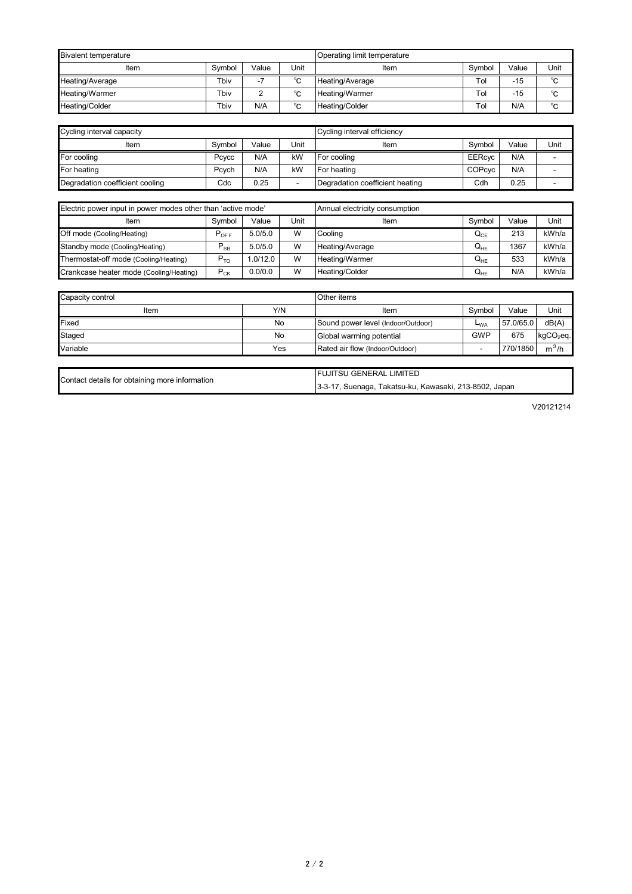| Bivalent temperature | | | | Operating limit temperature | | | |
|---|---|---|---|---|---|---|---|
| Item | Symbol | Value | Unit | Item | Symbol | Value | Unit |
| Heating/Average | Tbiv | -7 | ℃ | Heating/Average | Tol | -15 | ℃ |
| Heating/Warmer | Tbiv | 2 | ℃ | Heating/Warmer | Tol | -15 | ℃ |
| Heating/Colder | Tbiv | N/A | ℃ | Heating/Colder | Tol | N/A | ℃ |

| Cycling interval capacity | | | | Cycling interval efficiency | | | |
|---|---|---|---|---|---|---|---|
| Item | Symbol | Value | Unit | Item | Symbol | Value | Unit |
| For cooling | Pcycc | N/A | kW | For cooling | EERcyc | N/A | - |
| For heating | Pcych | N/A | kW | For heating | COPcyc | N/A | - |
| Degradation coefficient cooling | Cdc | 0.25 | - | Degradation coefficient heating | Cdh | 0.25 | - |

| Electric power input in power modes other than 'active mode' | | | | Annual electricity consumption | | | |
|---|---|---|---|---|---|---|---|
| Item | Symbol | Value | Unit | Item | Symbol | Value | Unit |
| Off mode (Cooling/Heating) | $P_{OFF}$ | 5.0/5.0 | W | Cooling | $Q_{CE}$ | 213 | kWh/a |
| Standby mode (Cooling/Heating) | $P_{SB}$ | 5.0/5.0 | W | Heating/Average | $Q_{HE}$ | 1367 | kWh/a |
| Thermostat-off mode (Cooling/Heating) | $P_{TO}$ | 1.0/12.0 | W | Heating/Warmer | $Q_{HE}$ | 533 | kWh/a |
| Crankcase heater mode (Cooling/Heating) | $P_{CK}$ | 0.0/0.0 | W | Heating/Colder | $Q_{HE}$ | N/A | kWh/a |

| Capacity control | | Other items | | | |
|---|---|---|---|---|---|
| Item | Y/N | Item | Symbol | Value | Unit |
| Fixed | No | Sound power level (Indoor/Outdoor) | $L_{WA}$ | 57.0/65.0 | dB(A) |
| Staged | No | Global warming potential | GWP | 675 | $kgCO_2eq.$ |
| Variable | Yes | Rated air flow (Indoor/Outdoor) | - | 770/1850 | $m^3/h$ |

| | |
|---|---|
| Contact details for obtaining more information | FUJITSU GENERAL LIMITED<br>3-3-17, Suenaga, Takatsu-ku, Kawasaki, 213-8502, Japan |

V20121214